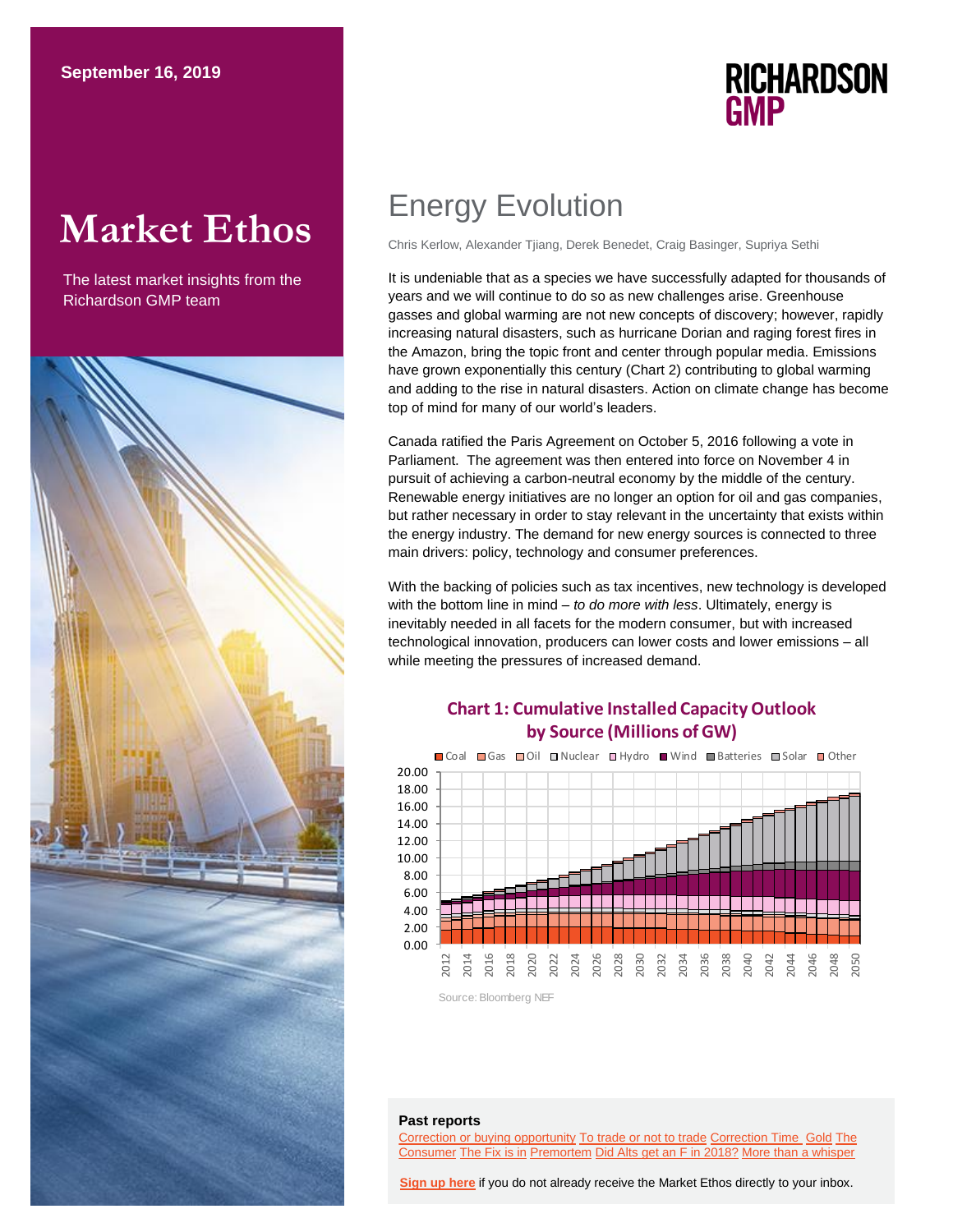September 16, 2019

# Market Ethos

The latest market insights from the Richardson GMP team

RICHARDSON GMP

## Energy Evolution

Chris Kerlow, Alexander Tjiang, Derek Benedet, Craig Basinger, Supriya Sethi

It is undeniable that as a species we have successfully adapted for thousands of years and we will continue to do so as new challenges arise. Greenhouse gasses and global warming are not new concepts of discovery; however, rapidly increasing natural disasters, such as hurricane Dorian and raging forest fires in the Amazon, bring the topic front and center through popular media. Emissions have grown exponentially this century (Chart 2) contributing to global warming and adding to the rise in natural disasters. Action on climate change has become top of mind for many of our world's leaders.

Canada ratified the Paris Agreement on October 5, 2016 following a vote in Parliament. The agreement was then entered into force on November 4 in pursuit of achieving a carbon-neutral economy by the middle of the century. Renewable energy initiatives are no longer an option for oil and gas companies, but rather necessary in order to stay relevant in the uncertainty that exists within the energy industry. The demand for new energy sources is connected to three main drivers: policy, technology and consumer preferences.

With the backing of policies such as tax incentives, new technology is developed with the bottom line in mind – *to do more with less*. Ultimately, energy is inevitably needed in all facets for the modern consumer, but with increased technological innovation, producers can lower costs and lower emissions – all while meeting the pressures of increased demand.

**Chart 1: Cumulative Installed Capacity Outlook by Source (Millions of GW)**

Source: Bloomberg NEF

**Past reports**

Correction or buying opportunity To trade or not to trade Correction Time Gold The Consumer The Fix is in Premortem Did Alts get an F in 2018? More than a whisper

**Sign up here** if you do not already receive the Market Ethos directly to your inbox.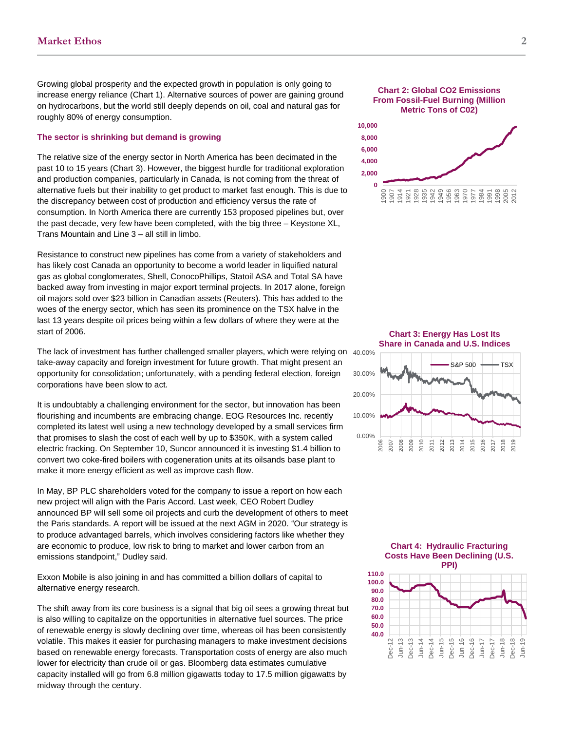Growing global prosperity and the expected growth in population is only going to increase energy reliance (Chart 1). Alternative sources of power are gaining ground on hydrocarbons, but the world still deeply depends on oil, coal and natural gas for roughly 80% of energy consumption.

**The sector is shrinking but demand is growing**

The relative size of the energy sector in North America has been decimated in the past 10 to 15 years (Chart 3). However, the biggest hurdle for traditional exploration and production companies, particularly in Canada, is not coming from the threat of alternative fuels but their inability to get product to market fast enough. This is due to the discrepancy between cost of production and efficiency versus the rate of consumption. In North America there are currently 153 proposed pipelines but, over the past decade, very few have been completed, with the big three – Keystone XL, Trans Mountain and Line 3 – all still in limbo.

Resistance to construct new pipelines has come from a variety of stakeholders and has likely cost Canada an opportunity to become a world leader in liquified natural gas as global conglomerates, Shell, ConocoPhillips, Statoil ASA and Total SA have backed away from investing in major export terminal projects. In 2017 alone, foreign oil majors sold over $23 billion in Canadian assets (Reuters). This has added to the woes of the energy sector, which has seen its prominence on the TSX halve in the last 13 years despite oil prices being within a few dollars of where they were at the start of 2006.

The lack of investment has further challenged smaller players, which were relying on take-away capacity and foreign investment for future growth. That might present an opportunity for consolidation; unfortunately, with a pending federal election, foreign corporations have been slow to act.

It is undoubtably a challenging environment for the sector, but innovation has been flourishing and incumbents are embracing change. EOG Resources Inc. recently completed its latest well using a new technology developed by a small services firm that promises to slash the cost of each well by up to $350K, with a system called electric fracking. On September 10, Suncor announced it is investing $1.4 billion to convert two coke-fired boilers with cogeneration units at its oilsands base plant to make it more energy efficient as well as improve cash flow.

In May, BP PLC shareholders voted for the company to issue a report on how each new project will align with the Paris Accord. Last week, CEO Robert Dudley announced BP will sell some oil projects and curb the development of others to meet the Paris standards. A report will be issued at the next AGM in 2020. "Our strategy is to produce advantaged barrels, which involves considering factors like whether they are economic to produce, low risk to bring to market and lower carbon from an emissions standpoint," Dudley said.

Exxon Mobile is also joining in and has committed a billion dollars of capital to alternative energy research.

The shift away from its core business is a signal that big oil sees a growing threat but is also willing to capitalize on the opportunities in alternative fuel sources. The price of renewable energy is slowly declining over time, whereas oil has been consistently volatile. This makes it easier for purchasing managers to make investment decisions based on renewable energy forecasts. Transportation costs of energy are also much lower for electricity than crude oil or gas. Bloomberg data estimates cumulative capacity installed will go from 6.8 million gigawatts today to 17.5 million gigawatts by midway through the century.

**Chart 2: Global CO2 Emissions From Fossil-Fuel Burning (Million Metric Tons of C02)**

**Chart 3: Energy Has Lost Its Share in Canada and U.S. Indices**

**Chart 4: Hydraulic Fracturing Costs Have Been Declining (U.S. PPI)**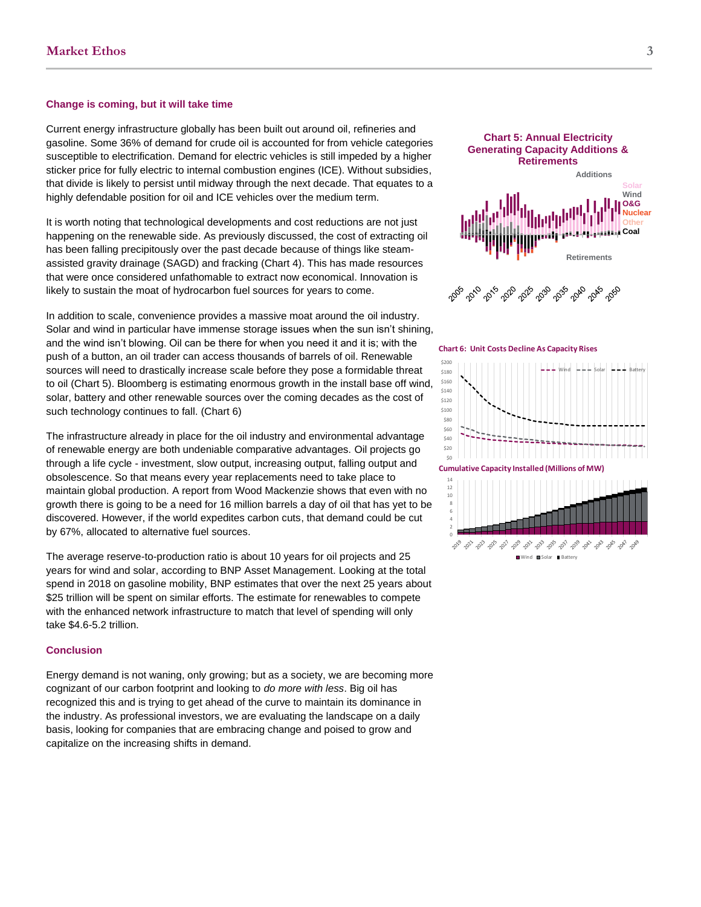### Change is coming, but it will take time

Current energy infrastructure globally has been built out around oil, refineries and gasoline. Some 36% of demand for crude oil is accounted for from vehicle categories susceptible to electrification. Demand for electric vehicles is still impeded by a higher sticker price for fully electric to internal combustion engines (ICE). Without subsidies, that divide is likely to persist until midway through the next decade. That equates to a highly defendable position for oil and ICE vehicles over the medium term.

It is worth noting that technological developments and cost reductions are not just happening on the renewable side. As previously discussed, the cost of extracting oil has been falling precipitously over the past decade because of things like steam-assisted gravity drainage (SAGD) and fracking (Chart 4). This has made resources that were once considered unfathomable to extract now economical. Innovation is likely to sustain the moat of hydrocarbon fuel sources for years to come.

In addition to scale, convenience provides a massive moat around the oil industry. Solar and wind in particular have immense storage issues when the sun isn't shining, and the wind isn't blowing. Oil can be there for when you need it and it is; with the push of a button, an oil trader can access thousands of barrels of oil. Renewable sources will need to drastically increase scale before they pose a formidable threat to oil (Chart 5). Bloomberg is estimating enormous growth in the install base off wind, solar, battery and other renewable sources over the coming decades as the cost of such technology continues to fall. (Chart 6)

The infrastructure already in place for the oil industry and environmental advantage of renewable energy are both undeniable comparative advantages. Oil projects go through a life cycle - investment, slow output, increasing output, falling output and obsolescence. So that means every year replacements need to take place to maintain global production. A report from Wood Mackenzie shows that even with no growth there is going to be a need for 16 million barrels a day of oil that has yet to be discovered. However, if the world expedites carbon cuts, that demand could be cut by 67%, allocated to alternative fuel sources.

The average reserve-to-production ratio is about 10 years for oil projects and 25 years for wind and solar, according to BNP Asset Management. Looking at the total spend in 2018 on gasoline mobility, BNP estimates that over the next 25 years about $25 trillion will be spent on similar efforts. The estimate for renewables to compete with the enhanced network infrastructure to match that level of spending will only take $4.6-5.2 trillion.

**Chart 5: Annual Electricity Generating Capacity Additions & Retirements**

**Chart 6: Unit Costs Decline As Capacity Rises**

### Conclusion

Energy demand is not waning, only growing; but as a society, we are becoming more cognizant of our carbon footprint and looking to *do more with less*. Big oil has recognized this and is trying to get ahead of the curve to maintain its dominance in the industry. As professional investors, we are evaluating the landscape on a daily basis, looking for companies that are embracing change and poised to grow and capitalize on the increasing shifts in demand.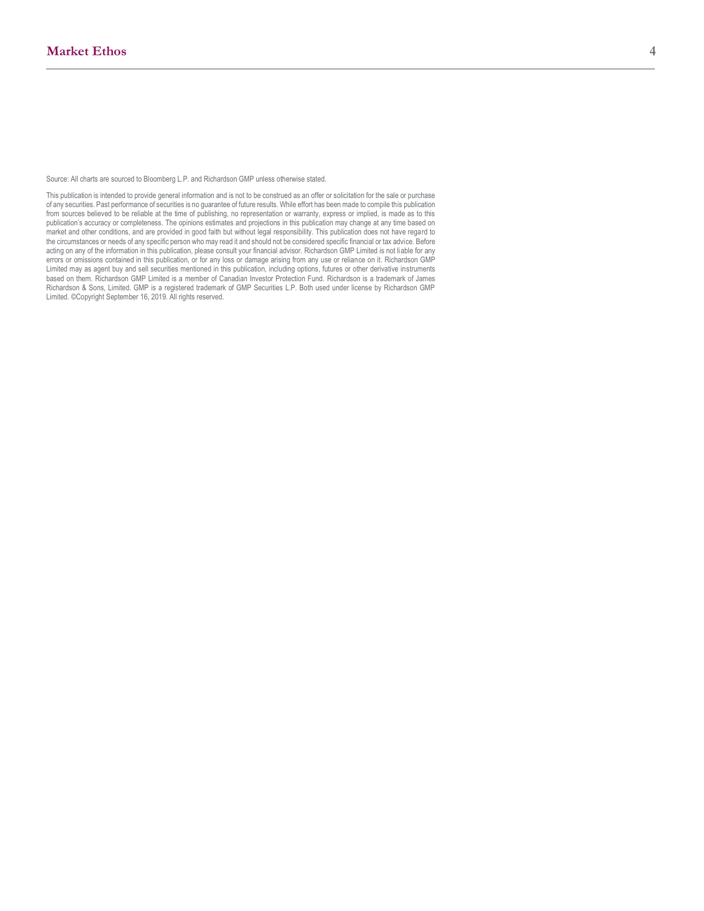Source: All charts are sourced to Bloomberg L.P. and Richardson GMP unless otherwise stated.

This publication is intended to provide general information and is not to be construed as an offer or solicitation for the sale or purchase of any securities. Past performance of securities is no guarantee of future results. While effort has been made to compile this publication from sources believed to be reliable at the time of publishing, no representation or warranty, express or implied, is made as to this publication's accuracy or completeness. The opinions estimates and projections in this publication may change at any time based on market and other conditions, and are provided in good faith but without legal responsibility. This publication does not have regard to the circumstances or needs of any specific person who may read it and should not be considered specific financial or tax advice. Before acting on any of the information in this publication, please consult your financial advisor. Richardson GMP Limited is not liable for any errors or omissions contained in this publication, or for any loss or damage arising from any use or reliance on it. Richardson GMP Limited may as agent buy and sell securities mentioned in this publication, including options, futures or other derivative instruments based on them. Richardson GMP Limited is a member of Canadian Investor Protection Fund. Richardson is a trademark of James Richardson & Sons, Limited. GMP is a registered trademark of GMP Securities L.P. Both used under license by Richardson GMP Limited. ©Copyright September 16, 2019. All rights reserved.